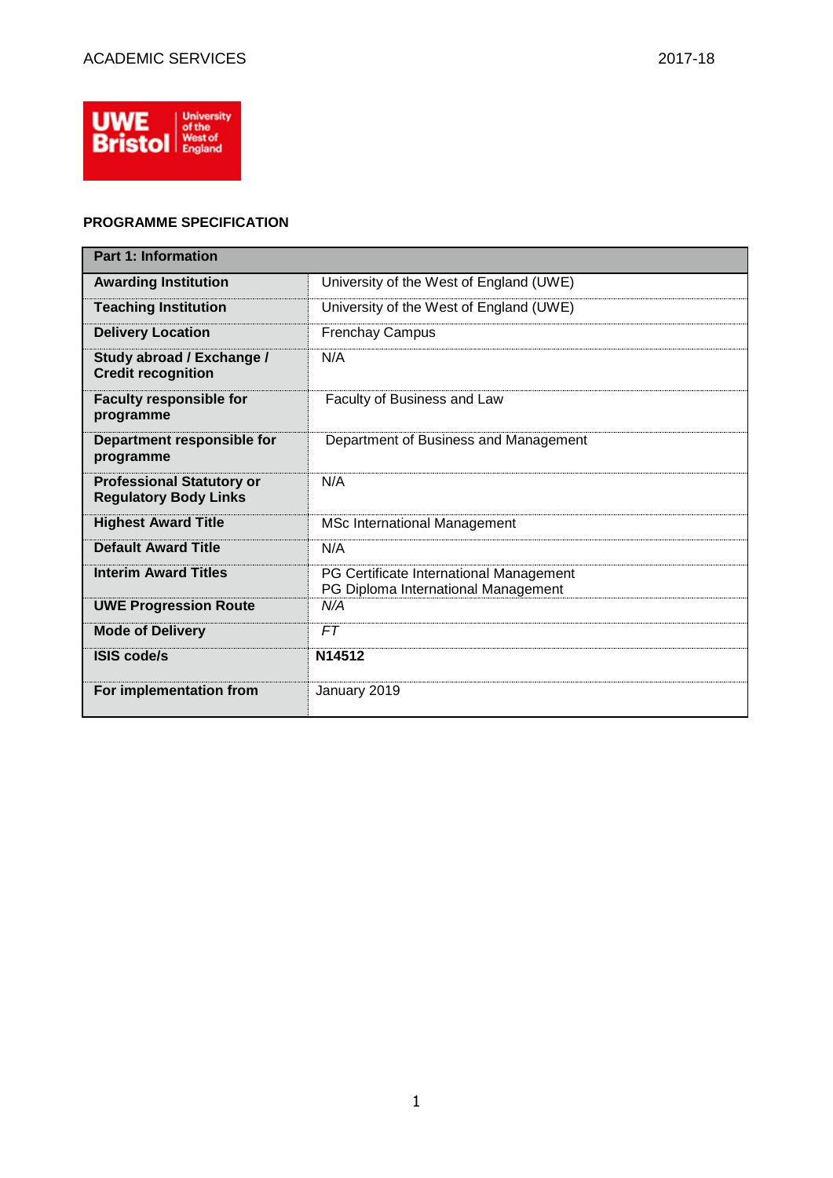ACADEMIC SERVICES 2017-18

## PROGRAMME SPECIFICATION

| Part 1: Information | |
|---|---|
| **Awarding Institution** | University of the West of England (UWE) |
| **Teaching Institution** | University of the West of England (UWE) |
| **Delivery Location** | Frenchay Campus |
| **Study abroad / Exchange / Credit recognition** | N/A |
| **Faculty responsible for programme** | Faculty of Business and Law |
| **Department responsible for programme** | Department of Business and Management |
| **Professional Statutory or Regulatory Body Links** | N/A |
| **Highest Award Title** | MSc International Management |
| **Default Award Title** | N/A |
| **Interim Award Titles** | PG Certificate International Management<br>PG Diploma International Management |
| **UWE Progression Route** | *N/A* |
| **Mode of Delivery** | *FT* |
| **ISIS code/s** | **N14512** |
| **For implementation from** | January 2019 |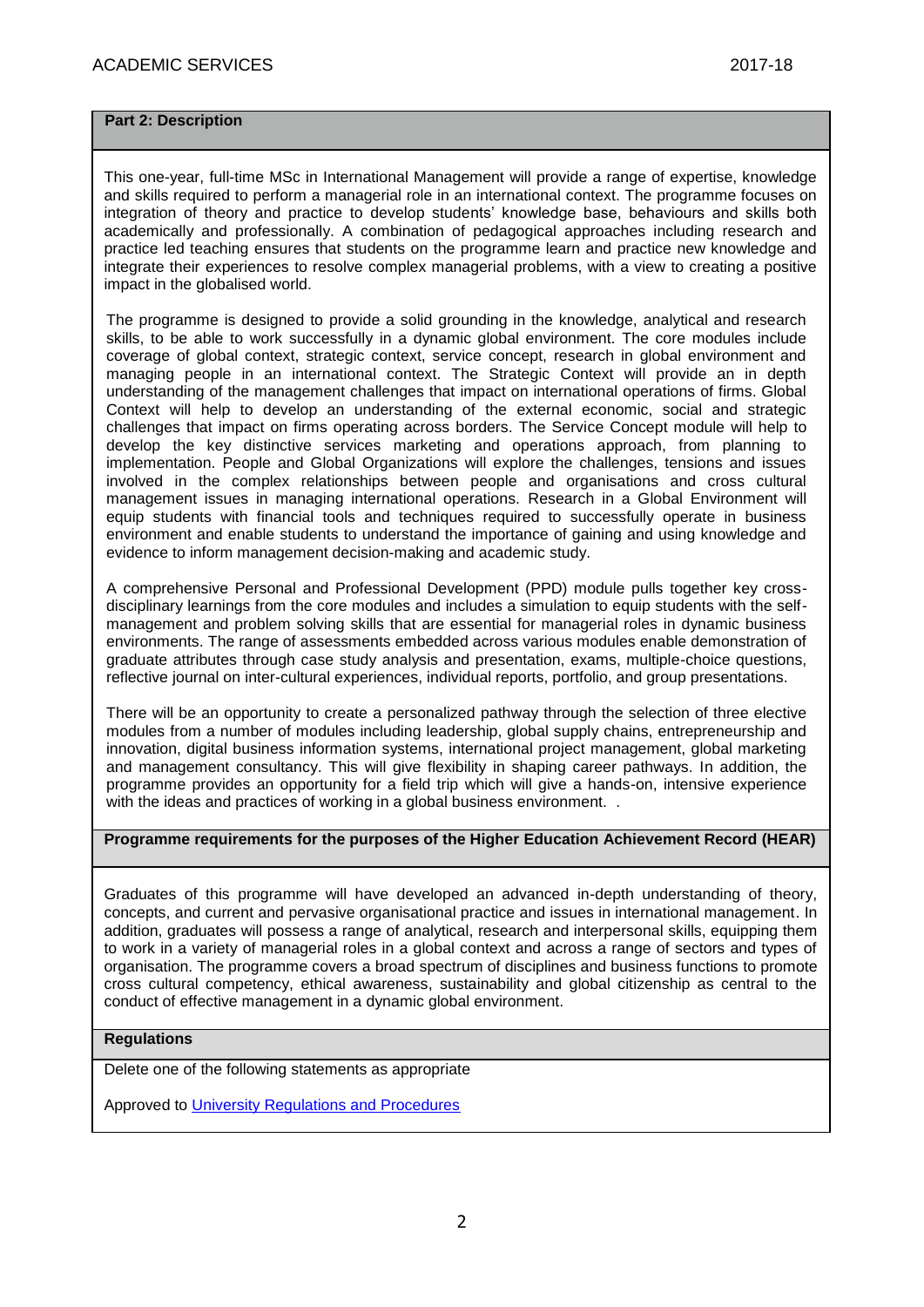## Part 2: Description

This one-year, full-time MSc in International Management will provide a range of expertise, knowledge and skills required to perform a managerial role in an international context. The programme focuses on integration of theory and practice to develop students' knowledge base, behaviours and skills both academically and professionally. A combination of pedagogical approaches including research and practice led teaching ensures that students on the programme learn and practice new knowledge and integrate their experiences to resolve complex managerial problems, with a view to creating a positive impact in the globalised world.

The programme is designed to provide a solid grounding in the knowledge, analytical and research skills, to be able to work successfully in a dynamic global environment. The core modules include coverage of global context, strategic context, service concept, research in global environment and managing people in an international context. The Strategic Context will provide an in depth understanding of the management challenges that impact on international operations of firms. Global Context will help to develop an understanding of the external economic, social and strategic challenges that impact on firms operating across borders. The Service Concept module will help to develop the key distinctive services marketing and operations approach, from planning to implementation. People and Global Organizations will explore the challenges, tensions and issues involved in the complex relationships between people and organisations and cross cultural management issues in managing international operations. Research in a Global Environment will equip students with financial tools and techniques required to successfully operate in business environment and enable students to understand the importance of gaining and using knowledge and evidence to inform management decision-making and academic study.

A comprehensive Personal and Professional Development (PPD) module pulls together key cross-disciplinary learnings from the core modules and includes a simulation to equip students with the self-management and problem solving skills that are essential for managerial roles in dynamic business environments. The range of assessments embedded across various modules enable demonstration of graduate attributes through case study analysis and presentation, exams, multiple-choice questions, reflective journal on inter-cultural experiences, individual reports, portfolio, and group presentations.

There will be an opportunity to create a personalized pathway through the selection of three elective modules from a number of modules including leadership, global supply chains, entrepreneurship and innovation, digital business information systems, international project management, global marketing and management consultancy. This will give flexibility in shaping career pathways. In addition, the programme provides an opportunity for a field trip which will give a hands-on, intensive experience with the ideas and practices of working in a global business environment. .

## Programme requirements for the purposes of the Higher Education Achievement Record (HEAR)

Graduates of this programme will have developed an advanced in-depth understanding of theory, concepts, and current and pervasive organisational practice and issues in international management. In addition, graduates will possess a range of analytical, research and interpersonal skills, equipping them to work in a variety of managerial roles in a global context and across a range of sectors and types of organisation. The programme covers a broad spectrum of disciplines and business functions to promote cross cultural competency, ethical awareness, sustainability and global citizenship as central to the conduct of effective management in a dynamic global environment.

## Regulations

Delete one of the following statements as appropriate

Approved to [University Regulations and Procedures]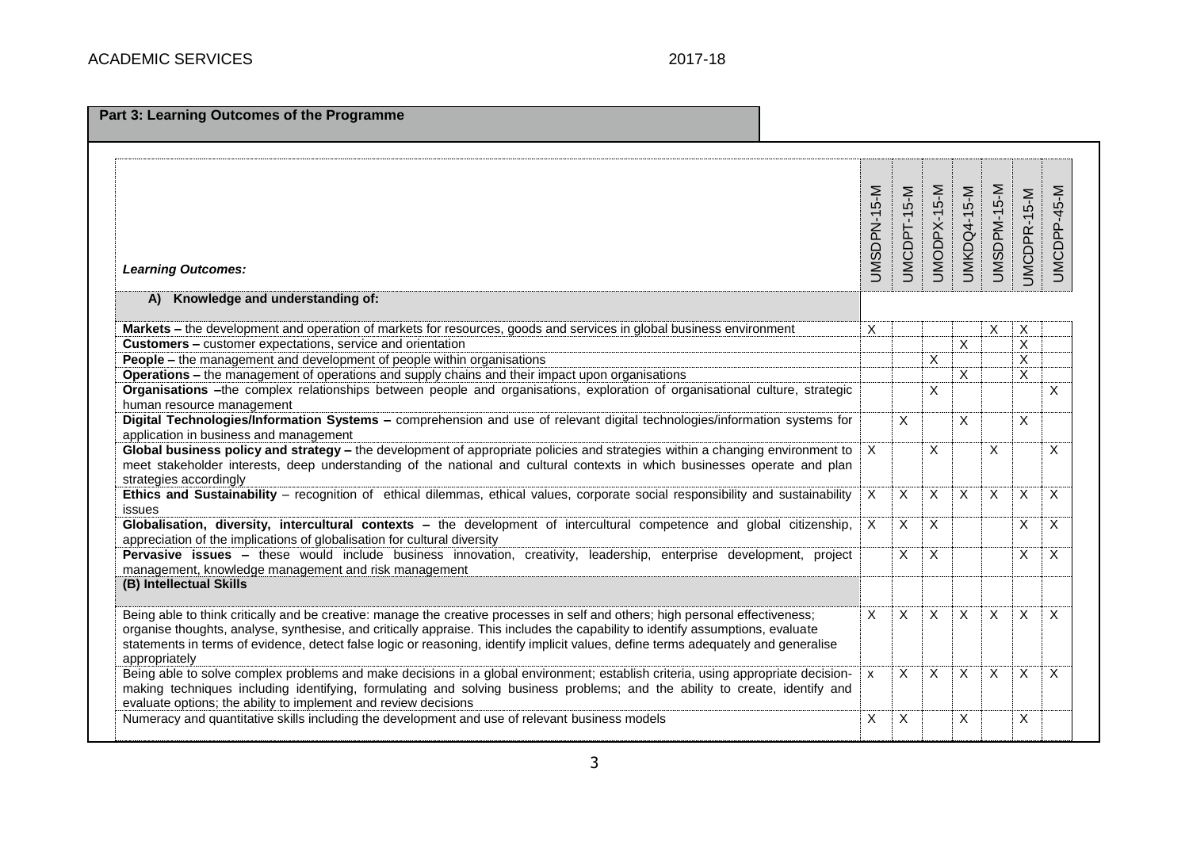## Part 3: Learning Outcomes of the Programme

| *Learning Outcomes:* | UMSDPN-15-M | UMCDPT-15-M | UMODPX-15-M | UMKDQ4-15-M | UMSDPM-15-M | UMCDPR-15-M | UMCDPP-45-M |
|---|---|---|---|---|---|---|---|
| **A) Knowledge and understanding of:** | | | | | | | |
| **Markets –** the development and operation of markets for resources, goods and services in global business environment | X | | | | X | X | |
| **Customers –** customer expectations, service and orientation | | | | X | | X | |
| **People –** the management and development of people within organisations | | | X | | | X | |
| **Operations –** the management of operations and supply chains and their impact upon organisations | | | | X | | X | |
| **Organisations –**the complex relationships between people and organisations, exploration of organisational culture, strategic human resource management | | | X | | | | X |
| **Digital Technologies/Information Systems –** comprehension and use of relevant digital technologies/information systems for application in business and management | | X | | X | | X | |
| **Global business policy and strategy –** the development of appropriate policies and strategies within a changing environment to meet stakeholder interests, deep understanding of the national and cultural contexts in which businesses operate and plan strategies accordingly | X | | X | | X | | X |
| **Ethics and Sustainability** – recognition of ethical dilemmas, ethical values, corporate social responsibility and sustainability issues | X | X | X | X | X | X | X |
| **Globalisation, diversity, intercultural contexts –** the development of intercultural competence and global citizenship, appreciation of the implications of globalisation for cultural diversity | X | X | X | | | X | X |
| **Pervasive issues –** these would include business innovation, creativity, leadership, enterprise development, project management, knowledge management and risk management | | X | X | | | X | X |
| **(B) Intellectual Skills** | | | | | | | |
| Being able to think critically and be creative: manage the creative processes in self and others; high personal effectiveness; organise thoughts, analyse, synthesise, and critically appraise. This includes the capability to identify assumptions, evaluate statements in terms of evidence, detect false logic or reasoning, identify implicit values, define terms adequately and generalise appropriately | X | X | X | X | X | X | X |
| Being able to solve complex problems and make decisions in a global environment; establish criteria, using appropriate decision-making techniques including identifying, formulating and solving business problems; and the ability to create, identify and evaluate options; the ability to implement and review decisions | x | X | X | X | X | X | X |
| Numeracy and quantitative skills including the development and use of relevant business models | X | X | | X | | X | |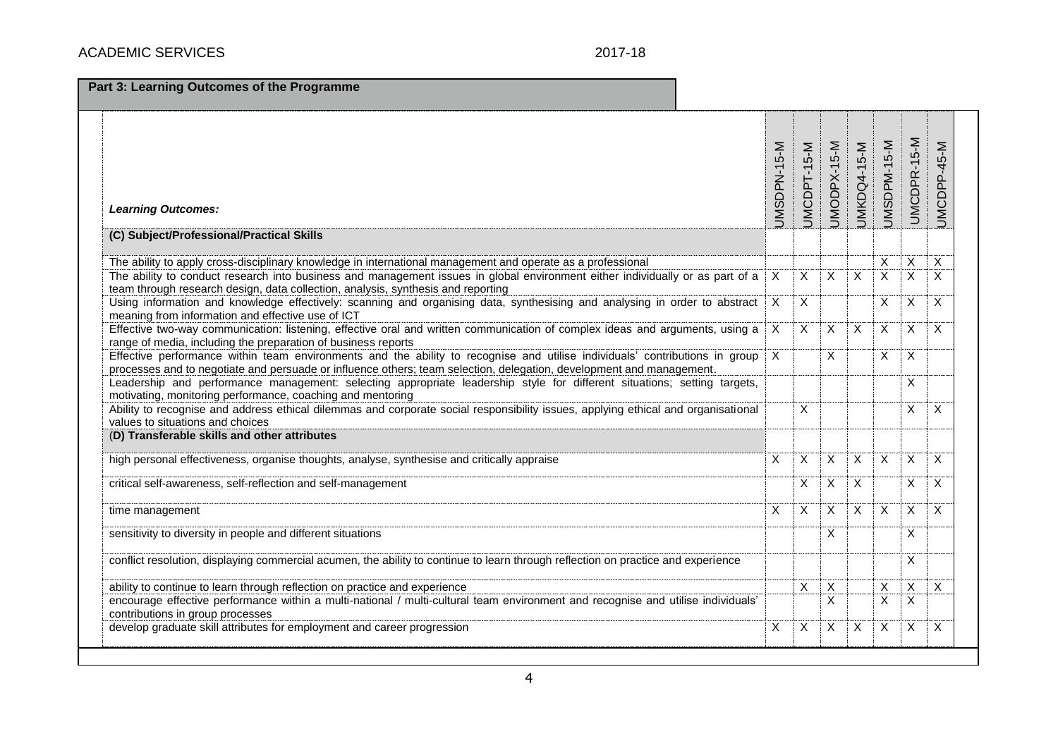## Part 3: Learning Outcomes of the Programme

| *Learning Outcomes:* | UMSDPN-15-M | UMCDPT-15-M | UMODPX-15-M | UMKDQ4-15-M | UMSDPM-15-M | UMCDPR-15-M | UMCDPP-45-M |
|---|---|---|---|---|---|---|---|
| **(C) Subject/Professional/Practical Skills** | | | | | | | |
| The ability to apply cross-disciplinary knowledge in international management and operate as a professional | | | | | X | X | X |
| The ability to conduct research into business and management issues in global environment either individually or as part of a team through research design, data collection, analysis, synthesis and reporting | X | X | X | X | X | X | X |
| Using information and knowledge effectively: scanning and organising data, synthesising and analysing in order to abstract meaning from information and effective use of ICT | X | X | | | X | X | X |
| Effective two-way communication: listening, effective oral and written communication of complex ideas and arguments, using a range of media, including the preparation of business reports | X | X | X | X | X | X | X |
| Effective performance within team environments and the ability to recognise and utilise individuals' contributions in group processes and to negotiate and persuade or influence others; team selection, delegation, development and management. | X | | X | | X | X | |
| Leadership and performance management: selecting appropriate leadership style for different situations; setting targets, motivating, monitoring performance, coaching and mentoring | | | | | | X | |
| Ability to recognise and address ethical dilemmas and corporate social responsibility issues, applying ethical and organisational values to situations and choices | | X | | | | X | X |
| **(D) Transferable skills and other attributes** | | | | | | | |
| high personal effectiveness, organise thoughts, analyse, synthesise and critically appraise | X | X | X | X | X | X | X |
| critical self-awareness, self-reflection and self-management | | X | X | X | | X | X |
| time management | X | X | X | X | X | X | X |
| sensitivity to diversity in people and different situations | | | X | | | X | |
| conflict resolution, displaying commercial acumen, the ability to continue to learn through reflection on practice and experience | | | | | | X | |
| ability to continue to learn through reflection on practice and experience | | X | X | | X | X | X |
| encourage effective performance within a multi-national / multi-cultural team environment and recognise and utilise individuals' contributions in group processes | | | X | | X | X | |
| develop graduate skill attributes for employment and career progression | X | X | X | X | X | X | X |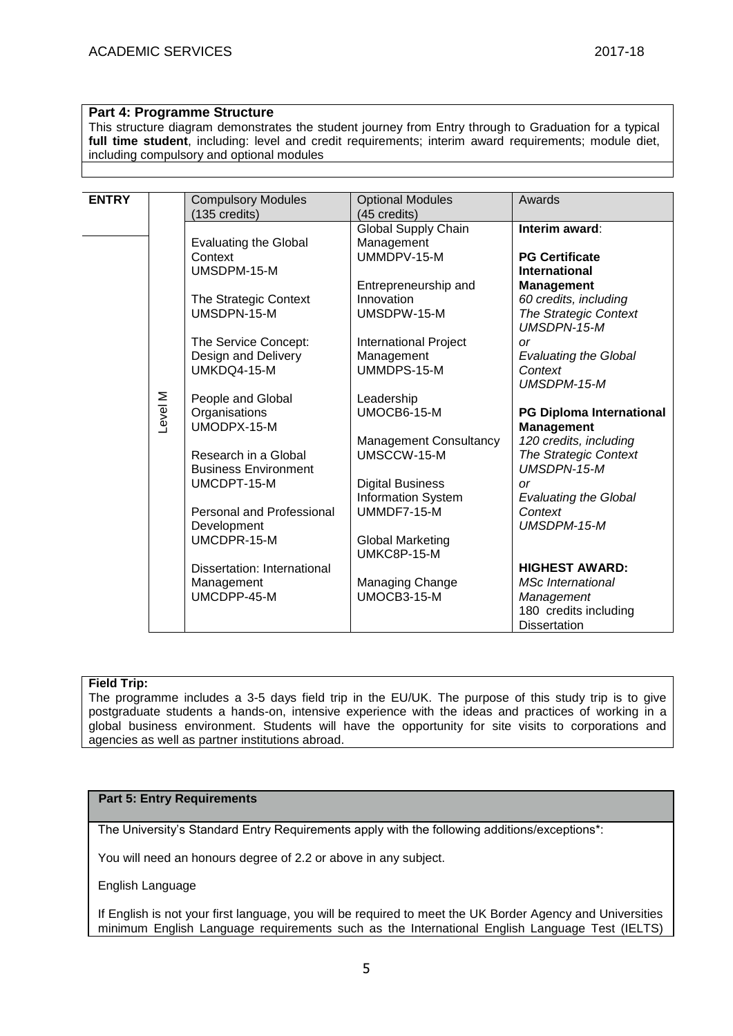**Part 4: Programme Structure**

This structure diagram demonstrates the student journey from Entry through to Graduation for a typical **full time student**, including: level and credit requirements; interim award requirements; module diet, including compulsory and optional modules

| ENTRY | | Compulsory Modules (135 credits) | Optional Modules (45 credits) | Awards |
|---|---|---|---|---|
| | Level M | Evaluating the Global Context UMSDPM-15-M<br><br>The Strategic Context UMSDPN-15-M<br><br>The Service Concept: Design and Delivery UMKDQ4-15-M<br><br>People and Global Organisations UMODPX-15-M<br><br>Research in a Global Business Environment UMCDPT-15-M<br><br>Personal and Professional Development UMCDPR-15-M<br><br>Dissertation: International Management UMCDPP-45-M | Global Supply Chain Management UMMDPV-15-M<br><br>Entrepreneurship and Innovation UMSDPW-15-M<br><br>International Project Management UMMDPS-15-M<br><br>Leadership UMOCB6-15-M<br><br>Management Consultancy UMSCCW-15-M<br><br>Digital Business Information System UMMDF7-15-M<br><br>Global Marketing UMKC8P-15-M<br><br>Managing Change UMOCB3-15-M | **Interim award**:<br><br>**PG Certificate International Management**<br>*60 credits, including The Strategic Context UMSDPN-15-M or Evaluating the Global Context UMSDPM-15-M*<br><br>**PG Diploma International Management**<br>*120 credits, including The Strategic Context UMSDPN-15-M or Evaluating the Global Context UMSDPM-15-M*<br><br>**HIGHEST AWARD:**<br>*MSc International Management*<br>180 credits including Dissertation |

**Field Trip:**

The programme includes a 3-5 days field trip in the EU/UK. The purpose of this study trip is to give postgraduate students a hands-on, intensive experience with the ideas and practices of working in a global business environment. Students will have the opportunity for site visits to corporations and agencies as well as partner institutions abroad.

**Part 5: Entry Requirements**

The University's Standard Entry Requirements apply with the following additions/exceptions*:

You will need an honours degree of 2.2 or above in any subject.

English Language

If English is not your first language, you will be required to meet the UK Border Agency and Universities minimum English Language requirements such as the International English Language Test (IELTS)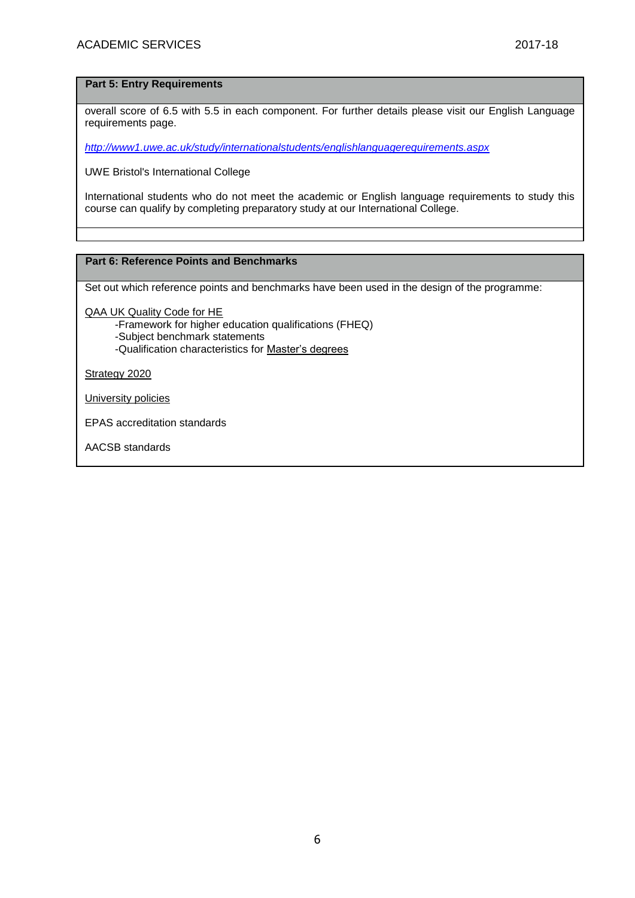## Part 5: Entry Requirements

overall score of 6.5 with 5.5 in each component. For further details please visit our English Language requirements page.

*http://www1.uwe.ac.uk/study/internationalstudents/englishlanguagerequirements.aspx*

UWE Bristol's International College

International students who do not meet the academic or English language requirements to study this course can qualify by completing preparatory study at our International College.

## Part 6: Reference Points and Benchmarks

Set out which reference points and benchmarks have been used in the design of the programme:

QAA UK Quality Code for HE

- Framework for higher education qualifications (FHEQ)
- Subject benchmark statements
- Qualification characteristics for Master's degrees

Strategy 2020

University policies

EPAS accreditation standards

AACSB standards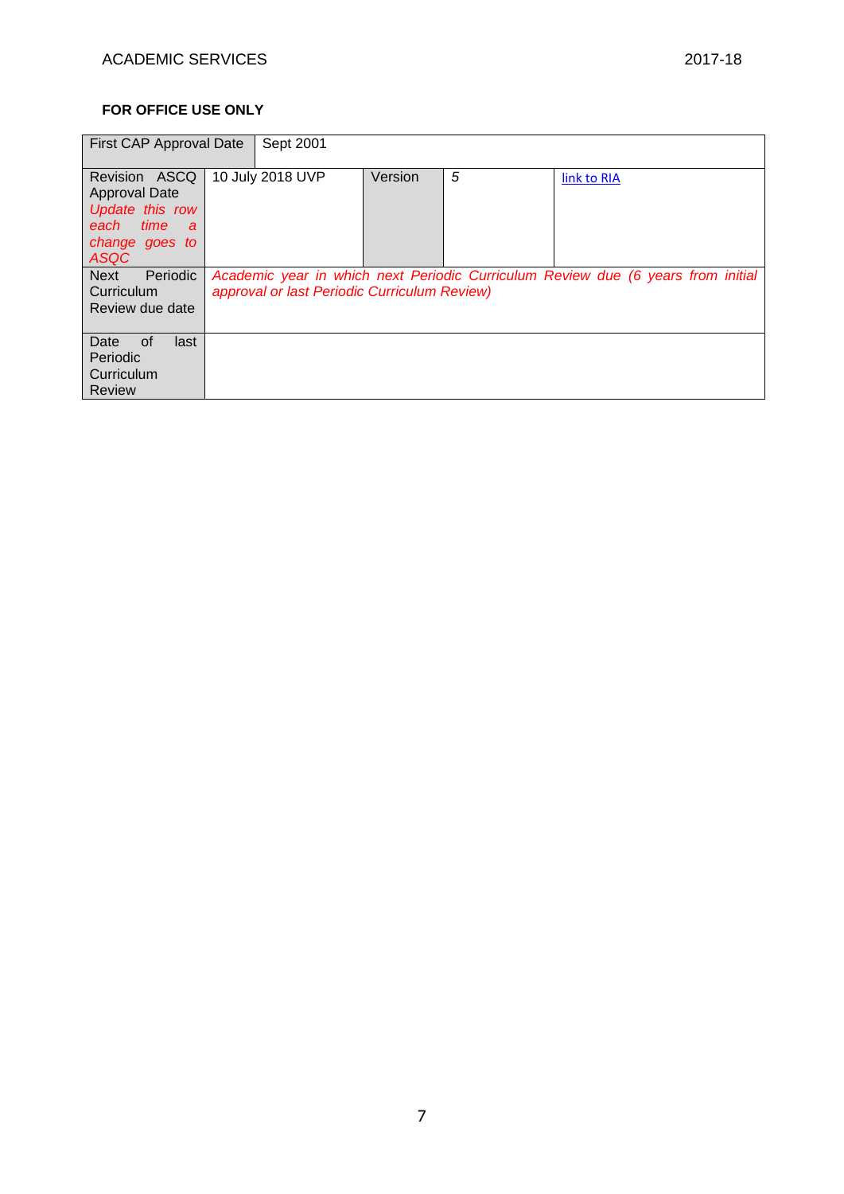**FOR OFFICE USE ONLY**

| | | | | |
|---|---|---|---|---|
| First CAP Approval Date | Sept 2001 | | | |
| Revision ASCQ Approval Date *Update this row each time a change goes to ASQC* | 10 July 2018 UVP | Version | *5* | link to RIA |
| Next Periodic Curriculum Review due date | *Academic year in which next Periodic Curriculum Review due (6 years from initial approval or last Periodic Curriculum Review)* | | | |
| Date of last Periodic Curriculum Review | | | | |